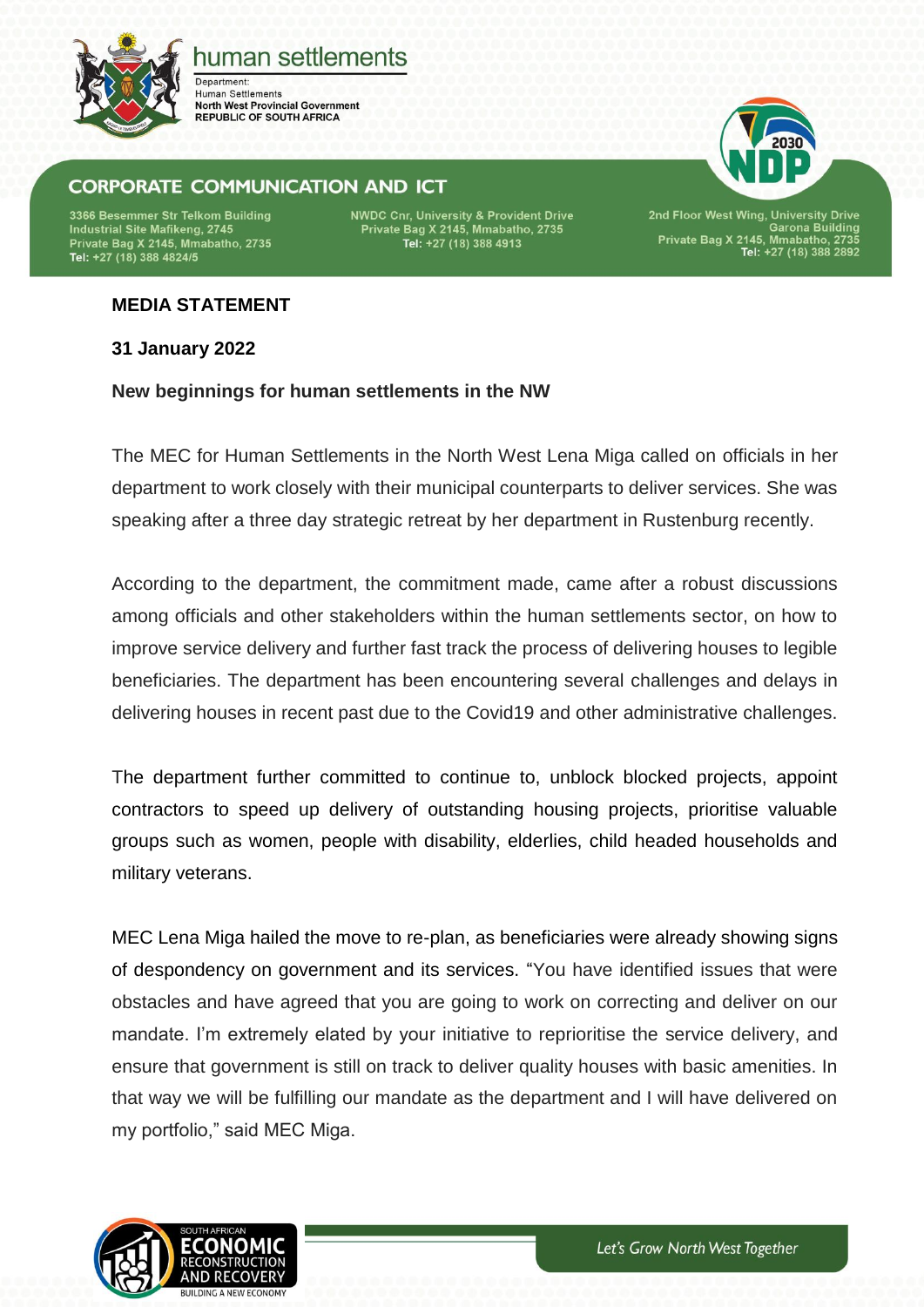**human settlements**

Department:
Human Settlements
**North West Provincial Government**
**REPUBLIC OF SOUTH AFRICA**

**CORPORATE COMMUNICATION AND ICT**

3366 Besemmer Str Telkom Building
Industrial Site Mafikeng, 2745
Private Bag X 2145, Mmabatho, 2735
Tel: +27 (18) 388 4824/5

NWDC Cnr, University & Provident Drive
Private Bag X 2145, Mmabatho, 2735
Tel: +27 (18) 388 4913

2nd Floor West Wing, University Drive
Garona Building
Private Bag X 2145, Mmabatho, 2735
Tel: +27 (18) 388 2892

**MEDIA STATEMENT**

**31 January 2022**

**New beginnings for human settlements in the NW**

The MEC for Human Settlements in the North West Lena Miga called on officials in her department to work closely with their municipal counterparts to deliver services. She was speaking after a three day strategic retreat by her department in Rustenburg recently.

According to the department, the commitment made, came after a robust discussions among officials and other stakeholders within the human settlements sector, on how to improve service delivery and further fast track the process of delivering houses to legible beneficiaries. The department has been encountering several challenges and delays in delivering houses in recent past due to the Covid19 and other administrative challenges.

The department further committed to continue to, unblock blocked projects, appoint contractors to speed up delivery of outstanding housing projects, prioritise valuable groups such as women, people with disability, elderlies, child headed households and military veterans.

MEC Lena Miga hailed the move to re-plan, as beneficiaries were already showing signs of despondency on government and its services. "You have identified issues that were obstacles and have agreed that you are going to work on correcting and deliver on our mandate. I'm extremely elated by your initiative to reprioritise the service delivery, and ensure that government is still on track to deliver quality houses with basic amenities. In that way we will be fulfilling our mandate as the department and I will have delivered on my portfolio," said MEC Miga.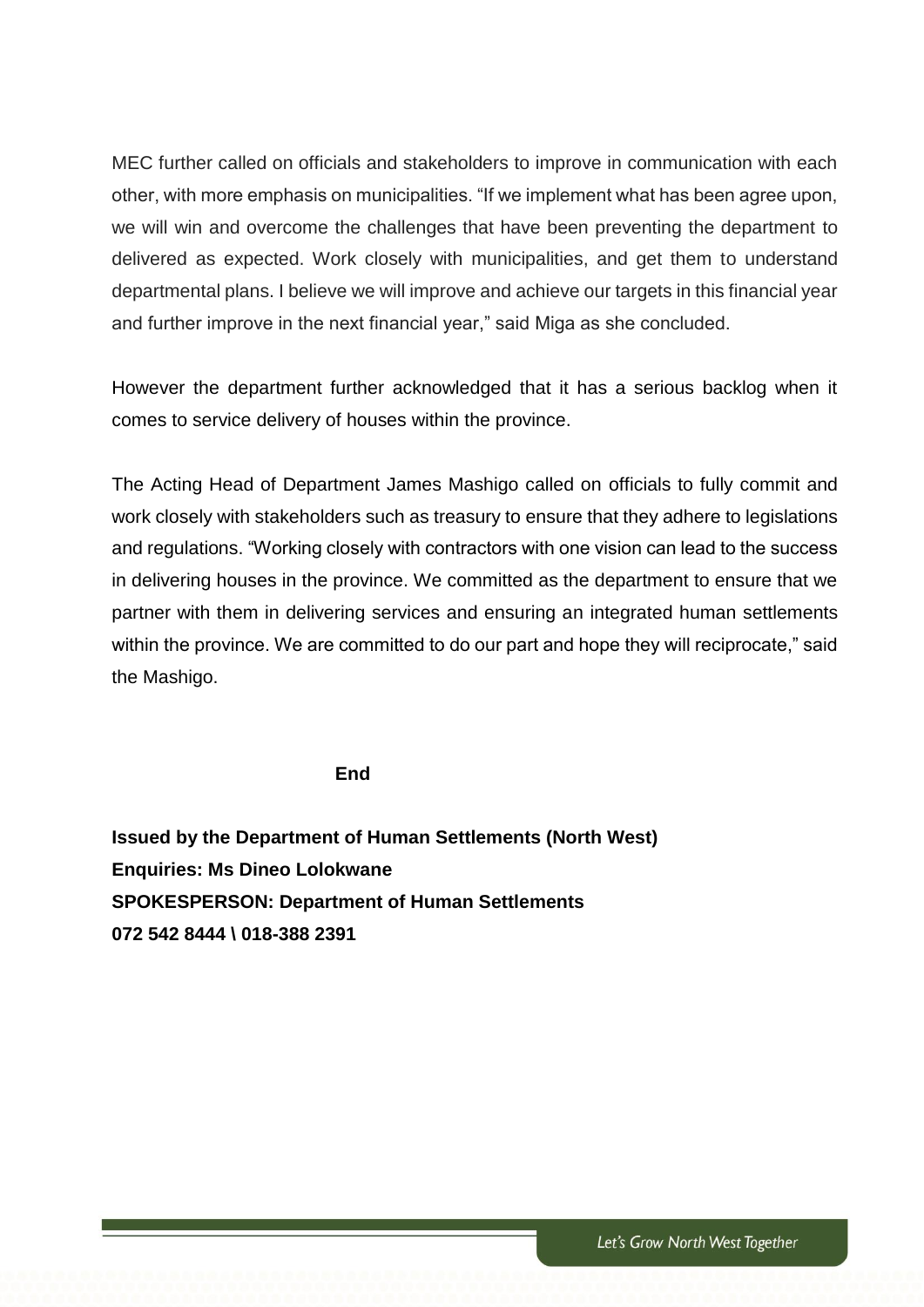MEC further called on officials and stakeholders to improve in communication with each other, with more emphasis on municipalities. "If we implement what has been agree upon, we will win and overcome the challenges that have been preventing the department to delivered as expected. Work closely with municipalities, and get them to understand departmental plans. I believe we will improve and achieve our targets in this financial year and further improve in the next financial year," said Miga as she concluded.

However the department further acknowledged that it has a serious backlog when it comes to service delivery of houses within the province.

The Acting Head of Department James Mashigo called on officials to fully commit and work closely with stakeholders such as treasury to ensure that they adhere to legislations and regulations. "Working closely with contractors with one vision can lead to the success in delivering houses in the province. We committed as the department to ensure that we partner with them in delivering services and ensuring an integrated human settlements within the province. We are committed to do our part and hope they will reciprocate," said the Mashigo.

**End**

**Issued by the Department of Human Settlements (North West)**
**Enquiries: Ms Dineo Lolokwane**
**SPOKESPERSON: Department of Human Settlements**
**072 542 8444 \ 018-388 2391**